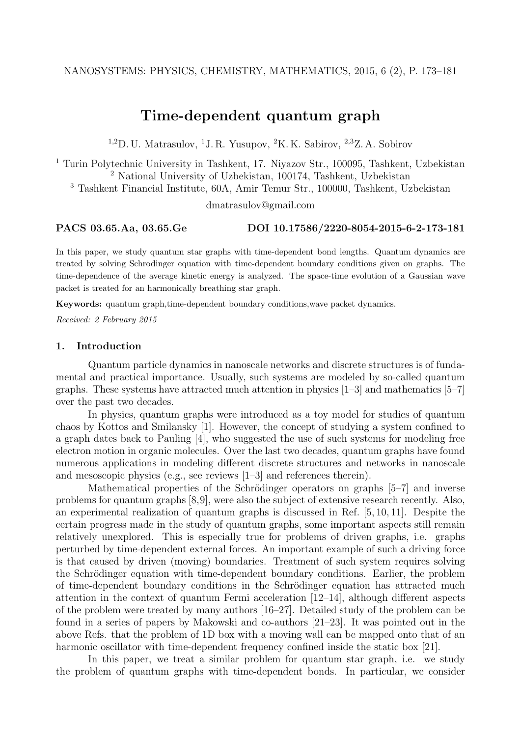# Time-dependent quantum graph

[1,2]D. U. Matrasulov, [1]J. R. Yusupov, [2]K. K. Sabirov, [2,3]Z. A. Sobirov

[1] Turin Polytechnic University in Tashkent, 17. Niyazov Str., 100095, Tashkent, Uzbekistan
[2] National University of Uzbekistan, 100174, Tashkent, Uzbekistan
[3] Tashkent Financial Institute, 60A, Amir Temur Str., 100000, Tashkent, Uzbekistan

dmatrasulov@gmail.com

**PACS 03.65.Aa, 03.65.Ge** **DOI 10.17586/2220-8054-2015-6-2-173-181**

In this paper, we study quantum star graphs with time-dependent bond lengths. Quantum dynamics are treated by solving Schrodinger equation with time-dependent boundary conditions given on graphs. The time-dependence of the average kinetic energy is analyzed. The space-time evolution of a Gaussian wave packet is treated for an harmonically breathing star graph.

**Keywords:** quantum graph,time-dependent boundary conditions,wave packet dynamics.

*Received: 2 February 2015*

## 1. Introduction

Quantum particle dynamics in nanoscale networks and discrete structures is of fundamental and practical importance. Usually, such systems are modeled by so-called quantum graphs. These systems have attracted much attention in physics [1–3] and mathematics [5–7] over the past two decades.

In physics, quantum graphs were introduced as a toy model for studies of quantum chaos by Kottos and Smilansky [1]. However, the concept of studying a system confined to a graph dates back to Pauling [4], who suggested the use of such systems for modeling free electron motion in organic molecules. Over the last two decades, quantum graphs have found numerous applications in modeling different discrete structures and networks in nanoscale and mesoscopic physics (e.g., see reviews [1–3] and references therein).

Mathematical properties of the Schrödinger operators on graphs [5–7] and inverse problems for quantum graphs [8,9], were also the subject of extensive research recently. Also, an experimental realization of quantum graphs is discussed in Ref. [5, 10, 11]. Despite the certain progress made in the study of quantum graphs, some important aspects still remain relatively unexplored. This is especially true for problems of driven graphs, i.e. graphs perturbed by time-dependent external forces. An important example of such a driving force is that caused by driven (moving) boundaries. Treatment of such system requires solving the Schrödinger equation with time-dependent boundary conditions. Earlier, the problem of time-dependent boundary conditions in the Schrödinger equation has attracted much attention in the context of quantum Fermi acceleration [12–14], although different aspects of the problem were treated by many authors [16–27]. Detailed study of the problem can be found in a series of papers by Makowski and co-authors [21–23]. It was pointed out in the above Refs. that the problem of 1D box with a moving wall can be mapped onto that of an harmonic oscillator with time-dependent frequency confined inside the static box [21].

In this paper, we treat a similar problem for quantum star graph, i.e. we study the problem of quantum graphs with time-dependent bonds. In particular, we consider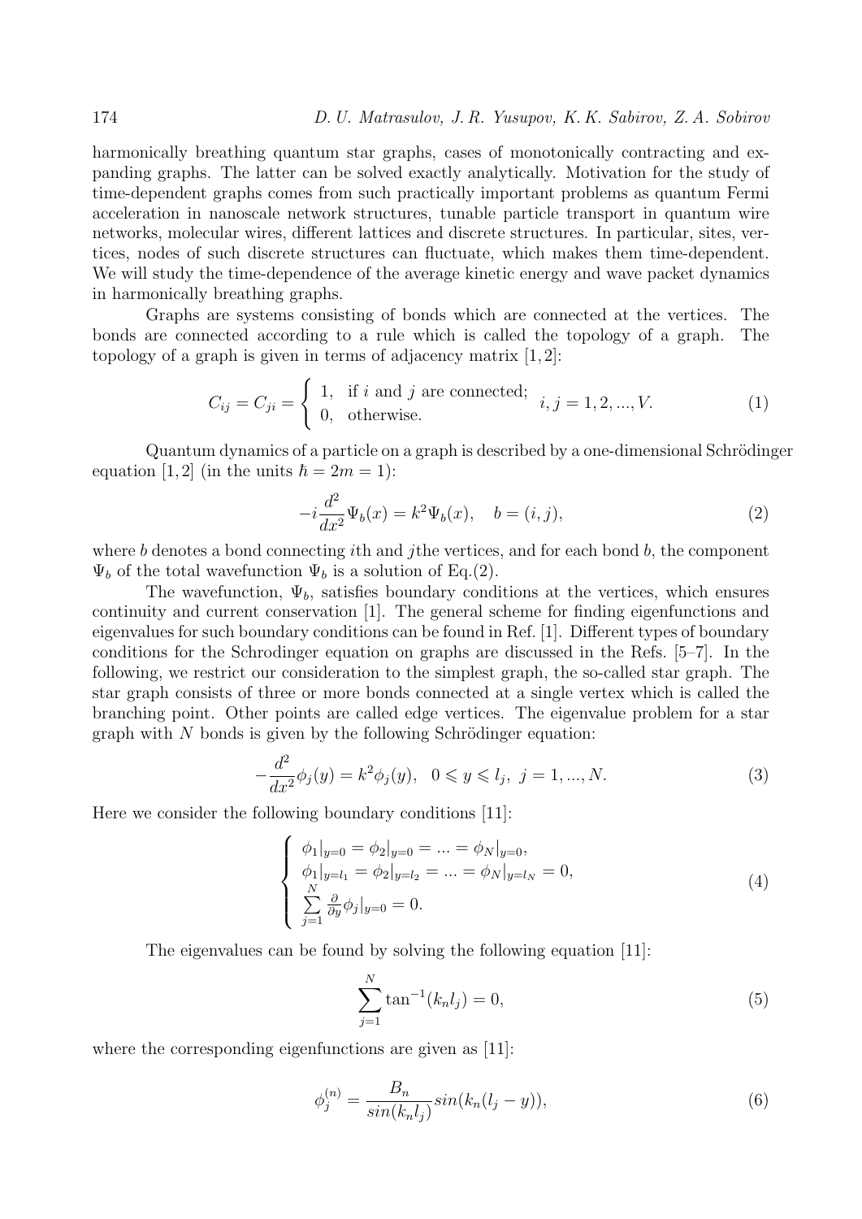harmonically breathing quantum star graphs, cases of monotonically contracting and expanding graphs. The latter can be solved exactly analytically. Motivation for the study of time-dependent graphs comes from such practically important problems as quantum Fermi acceleration in nanoscale network structures, tunable particle transport in quantum wire networks, molecular wires, different lattices and discrete structures. In particular, sites, vertices, nodes of such discrete structures can fluctuate, which makes them time-dependent. We will study the time-dependence of the average kinetic energy and wave packet dynamics in harmonically breathing graphs.

Graphs are systems consisting of bonds which are connected at the vertices. The bonds are connected according to a rule which is called the topology of a graph. The topology of a graph is given in terms of adjacency matrix [1, 2]:

$$C_{ij} = C_{ji} = \begin{cases} 1, & \text{if } i \text{ and } j \text{ are connected;} \\ 0, & \text{otherwise.} \end{cases} \quad i, j = 1, 2, ..., V. \tag{1}$$

Quantum dynamics of a particle on a graph is described by a one-dimensional Schrödinger equation [1, 2] (in the units $\hbar = 2m = 1$):

$$-i\frac{d^2}{dx^2}\Psi_b(x) = k^2\Psi_b(x), \quad b = (i, j), \tag{2}$$

where $b$ denotes a bond connecting $i$th and $j$the vertices, and for each bond $b$, the component $\Psi_b$ of the total wavefunction $\Psi_b$ is a solution of Eq.(2).

The wavefunction, $\Psi_b$, satisfies boundary conditions at the vertices, which ensures continuity and current conservation [1]. The general scheme for finding eigenfunctions and eigenvalues for such boundary conditions can be found in Ref. [1]. Different types of boundary conditions for the Schrodinger equation on graphs are discussed in the Refs. [5–7]. In the following, we restrict our consideration to the simplest graph, the so-called star graph. The star graph consists of three or more bonds connected at a single vertex which is called the branching point. Other points are called edge vertices. The eigenvalue problem for a star graph with $N$ bonds is given by the following Schrödinger equation:

$$-\frac{d^2}{dx^2}\phi_j(y) = k^2\phi_j(y), \quad 0 \leqslant y \leqslant l_j, \; j = 1, ..., N. \tag{3}$$

Here we consider the following boundary conditions [11]:

$$\begin{cases} \phi_1|_{y=0} = \phi_2|_{y=0} = ... = \phi_N|_{y=0}, \\ \phi_1|_{y=l_1} = \phi_2|_{y=l_2} = ... = \phi_N|_{y=l_N} = 0, \\ \sum\limits_{j=1}^{N} \frac{\partial}{\partial y}\phi_j|_{y=0} = 0. \end{cases} \tag{4}$$

The eigenvalues can be found by solving the following equation [11]:

$$\sum_{j=1}^{N} \tan^{-1}(k_n l_j) = 0, \tag{5}$$

where the corresponding eigenfunctions are given as [11]:

$$\phi_j^{(n)} = \frac{B_n}{sin(k_n l_j)} sin(k_n(l_j - y)), \tag{6}$$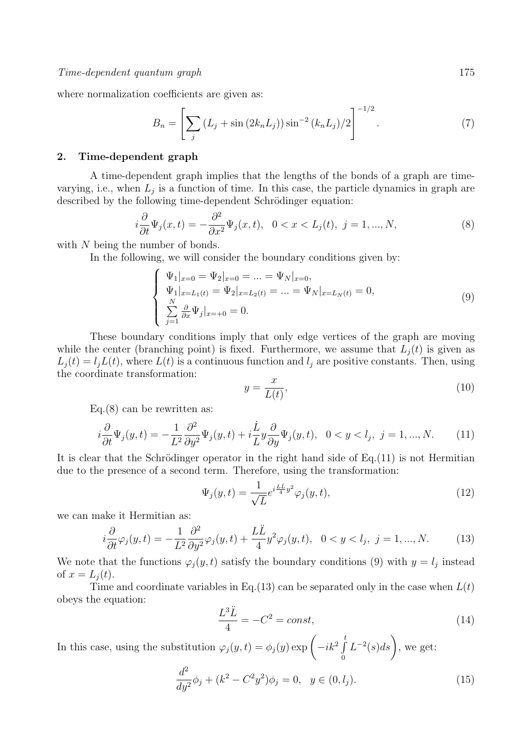where normalization coefficients are given as:

$$B_n = \left[ \sum_j \left( L_j + \sin\left(2k_n L_j\right) \right) \sin^{-2}\left(k_n L_j\right)/2 \right]^{-1/2}. \tag{7}$$

## 2. Time-dependent graph

A time-dependent graph implies that the lengths of the bonds of a graph are time-varying, i.e., when $L_j$ is a function of time. In this case, the particle dynamics in graph are described by the following time-dependent Schrödinger equation:

$$i\frac{\partial}{\partial t}\Psi_j(x,t) = -\frac{\partial^2}{\partial x^2}\Psi_j(x,t), \quad 0 < x < L_j(t),\ j = 1, ..., N, \tag{8}$$

with $N$ being the number of bonds.

In the following, we will consider the boundary conditions given by:

$$\left\{ \begin{array}{l} \Psi_1|_{x=0} = \Psi_2|_{x=0} = ... = \Psi_N|_{x=0}, \\ \Psi_1|_{x=L_1(t)} = \Psi_2|_{x=L_2(t)} = ... = \Psi_N|_{x=L_N(t)} = 0, \\ \sum\limits_{j=1}^{N} \frac{\partial}{\partial x}\Psi_j|_{x=+0} = 0. \end{array} \right. \tag{9}$$

These boundary conditions imply that only edge vertices of the graph are moving while the center (branching point) is fixed. Furthermore, we assume that $L_j(t)$ is given as $L_j(t) = l_j L(t)$, where $L(t)$ is a continuous function and $l_j$ are positive constants. Then, using the coordinate transformation:

$$y = \frac{x}{L(t)}, \tag{10}$$

Eq.(8) can be rewritten as:

$$i\frac{\partial}{\partial t}\Psi_j(y,t) = -\frac{1}{L^2}\frac{\partial^2}{\partial y^2}\Psi_j(y,t) + i\frac{\dot{L}}{L}y\frac{\partial}{\partial y}\Psi_j(y,t), \quad 0 < y < l_j,\ j = 1, ..., N. \tag{11}$$

It is clear that the Schrödinger operator in the right hand side of Eq.(11) is not Hermitian due to the presence of a second term. Therefore, using the transformation:

$$\Psi_j(y,t) = \frac{1}{\sqrt{L}} e^{i\frac{L\dot{L}}{4}y^2}\varphi_j(y,t), \tag{12}$$

we can make it Hermitian as:

$$i\frac{\partial}{\partial t}\varphi_j(y,t) = -\frac{1}{L^2}\frac{\partial^2}{\partial y^2}\varphi_j(y,t) + \frac{L\ddot{L}}{4}y^2\varphi_j(y,t), \quad 0 < y < l_j,\ j = 1, ..., N. \tag{13}$$

We note that the functions $\varphi_j(y,t)$ satisfy the boundary conditions (9) with $y = l_j$ instead of $x = L_j(t)$.

Time and coordinate variables in Eq.(13) can be separated only in the case when $L(t)$ obeys the equation:

$$\frac{L^3\ddot{L}}{4} = -C^2 = const, \tag{14}$$

In this case, using the substitution $\varphi_j(y,t) = \phi_j(y)\exp\left(-ik^2\int\limits_0^t L^{-2}(s)ds\right)$, we get:

$$\frac{d^2}{dy^2}\phi_j + (k^2 - C^2y^2)\phi_j = 0, \quad y \in (0, l_j). \tag{15}$$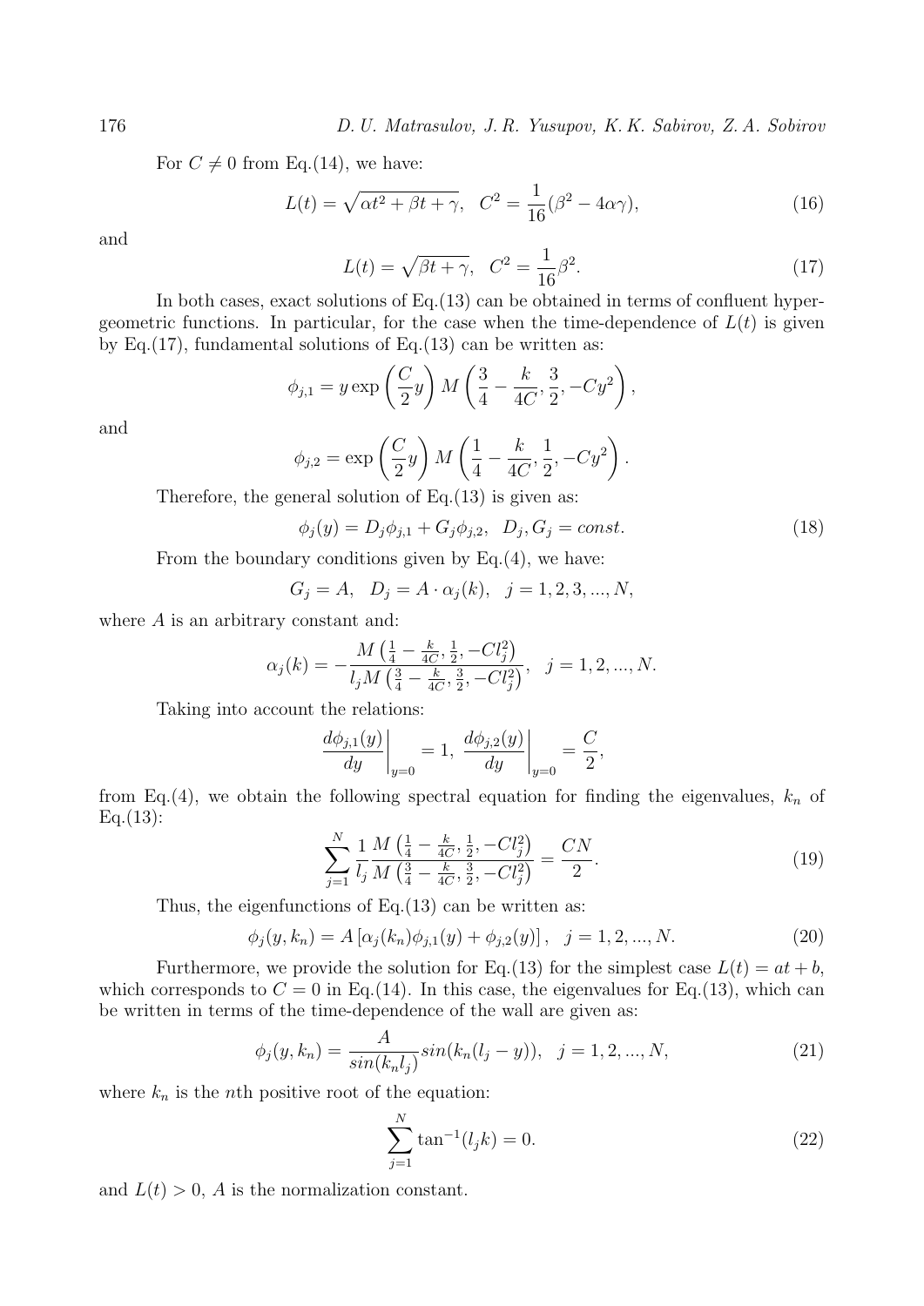For $C \neq 0$ from Eq.(14), we have:

$$L(t) = \sqrt{\alpha t^2 + \beta t + \gamma}, \quad C^2 = \frac{1}{16}(\beta^2 - 4\alpha\gamma), \tag{16}$$

and

$$L(t) = \sqrt{\beta t + \gamma}, \quad C^2 = \frac{1}{16}\beta^2. \tag{17}$$

In both cases, exact solutions of Eq.(13) can be obtained in terms of confluent hypergeometric functions. In particular, for the case when the time-dependence of $L(t)$ is given by Eq.(17), fundamental solutions of Eq.(13) can be written as:

$$\phi_{j,1} = y \exp\left(\frac{C}{2}y\right) M\left(\frac{3}{4} - \frac{k}{4C}, \frac{3}{2}, -Cy^2\right),$$

and

$$\phi_{j,2} = \exp\left(\frac{C}{2}y\right) M\left(\frac{1}{4} - \frac{k}{4C}, \frac{1}{2}, -Cy^2\right).$$

Therefore, the general solution of Eq.(13) is given as:

$$\phi_j(y) = D_j\phi_{j,1} + G_j\phi_{j,2}, \quad D_j, G_j = const. \tag{18}$$

From the boundary conditions given by Eq.(4), we have:

$$G_j = A, \quad D_j = A \cdot \alpha_j(k), \quad j = 1, 2, 3, ..., N,$$

where $A$ is an arbitrary constant and:

$$\alpha_j(k) = -\frac{M\left(\frac{1}{4} - \frac{k}{4C}, \frac{1}{2}, -Cl_j^2\right)}{l_j M\left(\frac{3}{4} - \frac{k}{4C}, \frac{3}{2}, -Cl_j^2\right)}, \quad j = 1, 2, ..., N.$$

Taking into account the relations:

$$\left.\frac{d\phi_{j,1}(y)}{dy}\right|_{y=0} = 1, \ \left.\frac{d\phi_{j,2}(y)}{dy}\right|_{y=0} = \frac{C}{2},$$

from Eq.(4), we obtain the following spectral equation for finding the eigenvalues, $k_n$ of Eq.(13):

$$\sum_{j=1}^{N} \frac{1}{l_j} \frac{M\left(\frac{1}{4} - \frac{k}{4C}, \frac{1}{2}, -Cl_j^2\right)}{M\left(\frac{3}{4} - \frac{k}{4C}, \frac{3}{2}, -Cl_j^2\right)} = \frac{CN}{2}. \tag{19}$$

Thus, the eigenfunctions of Eq.(13) can be written as:

$$\phi_j(y, k_n) = A\left[\alpha_j(k_n)\phi_{j,1}(y) + \phi_{j,2}(y)\right], \quad j = 1, 2, ..., N. \tag{20}$$

Furthermore, we provide the solution for Eq.(13) for the simplest case $L(t) = at + b$, which corresponds to $C = 0$ in Eq.(14). In this case, the eigenvalues for Eq.(13), which can be written in terms of the time-dependence of the wall are given as:

$$\phi_j(y, k_n) = \frac{A}{sin(k_n l_j)} sin(k_n(l_j - y)), \quad j = 1, 2, ..., N, \tag{21}$$

where $k_n$ is the $n$th positive root of the equation:

$$\sum_{j=1}^{N} \tan^{-1}(l_j k) = 0. \tag{22}$$

and $L(t) > 0$, $A$ is the normalization constant.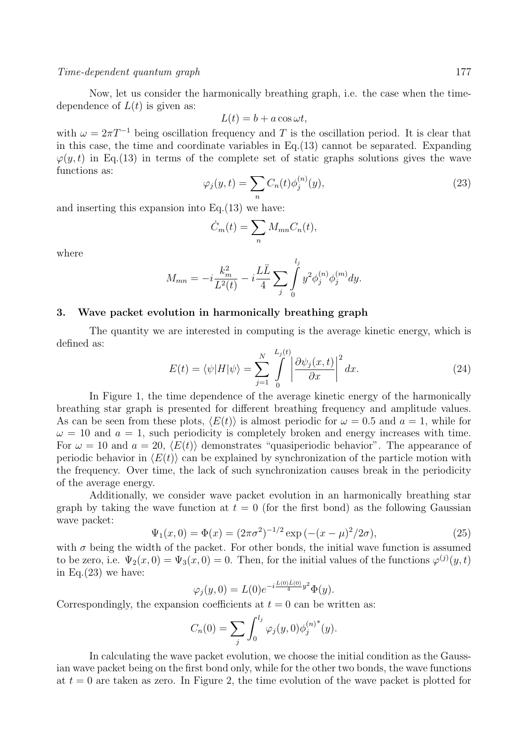Now, let us consider the harmonically breathing graph, i.e. the case when the time-dependence of $L(t)$ is given as:

$$L(t) = b + a\cos\omega t,$$

with $\omega = 2\pi T^{-1}$ being oscillation frequency and $T$ is the oscillation period. It is clear that in this case, the time and coordinate variables in Eq.(13) cannot be separated. Expanding $\varphi(y,t)$ in Eq.(13) in terms of the complete set of static graphs solutions gives the wave functions as:

$$\varphi_j(y,t) = \sum_n C_n(t)\phi_j^{(n)}(y), \tag{23}$$

and inserting this expansion into Eq.(13) we have:

$$\dot{C}_m(t) = \sum_n M_{mn} C_n(t),$$

where

$$M_{mn} = -i\frac{k_m^2}{L^2(t)} - i\frac{L\ddot{L}}{4}\sum_j \int_0^{l_j} y^2 \phi_j^{(n)}\phi_j^{(m)} dy.$$

## 3. Wave packet evolution in harmonically breathing graph

The quantity we are interested in computing is the average kinetic energy, which is defined as:

$$E(t) = \langle\psi|H|\psi\rangle = \sum_{j=1}^{N} \int_0^{L_j(t)} \left|\frac{\partial \psi_j(x,t)}{\partial x}\right|^2 dx. \tag{24}$$

In Figure 1, the time dependence of the average kinetic energy of the harmonically breathing star graph is presented for different breathing frequency and amplitude values. As can be seen from these plots, $\langle E(t)\rangle$ is almost periodic for $\omega = 0.5$ and $a = 1$, while for $\omega = 10$ and $a = 1$, such periodicity is completely broken and energy increases with time. For $\omega = 10$ and $a = 20$, $\langle E(t)\rangle$ demonstrates "quasiperiodic behavior". The appearance of periodic behavior in $\langle E(t)\rangle$ can be explained by synchronization of the particle motion with the frequency. Over time, the lack of such synchronization causes break in the periodicity of the average energy.

Additionally, we consider wave packet evolution in an harmonically breathing star graph by taking the wave function at $t = 0$ (for the first bond) as the following Gaussian wave packet:

$$\Psi_1(x,0) = \Phi(x) = (2\pi\sigma^2)^{-1/2}\exp\left(-(x-\mu)^2/2\sigma\right), \tag{25}$$

with $\sigma$ being the width of the packet. For other bonds, the initial wave function is assumed to be zero, i.e. $\Psi_2(x,0) = \Psi_3(x,0) = 0$. Then, for the initial values of the functions $\varphi^{(j)}(y,t)$ in Eq.(23) we have:

$$\varphi_j(y,0) = L(0)e^{-i\frac{L(0)\dot{L}(0)}{4}y^2}\Phi(y).$$

Correspondingly, the expansion coefficients at $t = 0$ can be written as:

$$C_n(0) = \sum_j \int_0^{l_j} \varphi_j(y,0)\phi_j^{(n)^*}(y).$$

In calculating the wave packet evolution, we choose the initial condition as the Gaussian wave packet being on the first bond only, while for the other two bonds, the wave functions at $t = 0$ are taken as zero. In Figure 2, the time evolution of the wave packet is plotted for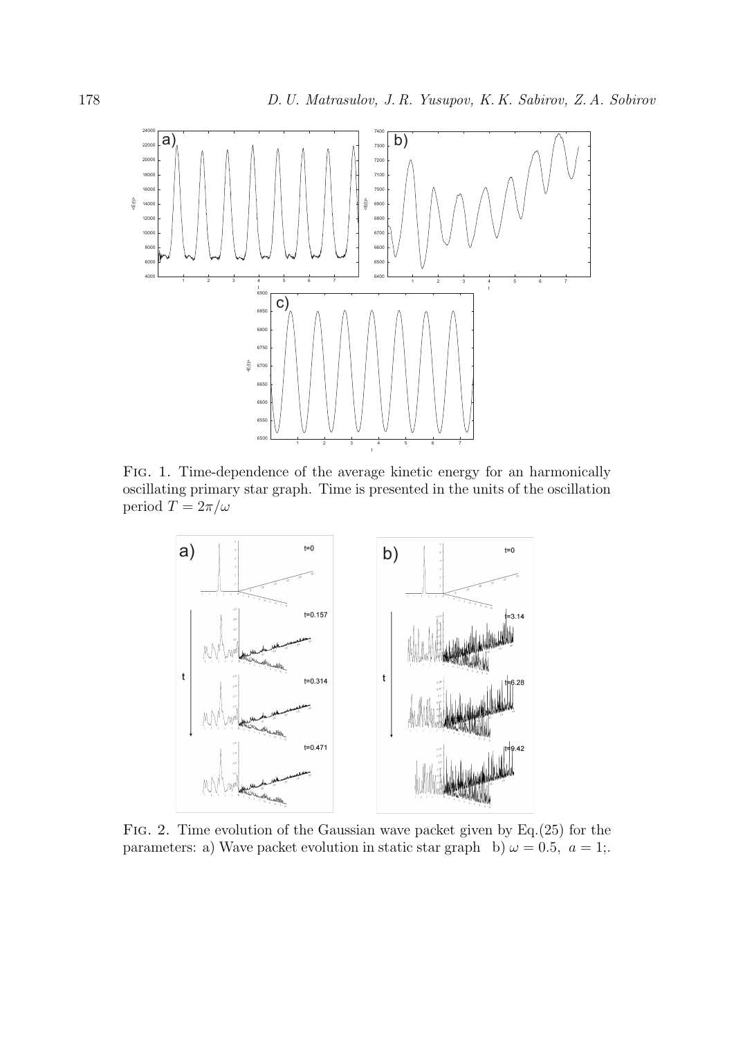Fig. 1. Time-dependence of the average kinetic energy for an harmonically oscillating primary star graph. Time is presented in the units of the oscillation period $T = 2\pi/\omega$

Fig. 2. Time evolution of the Gaussian wave packet given by Eq.(25) for the parameters: a) Wave packet evolution in static star graph b) $\omega = 0.5,\ a = 1$;.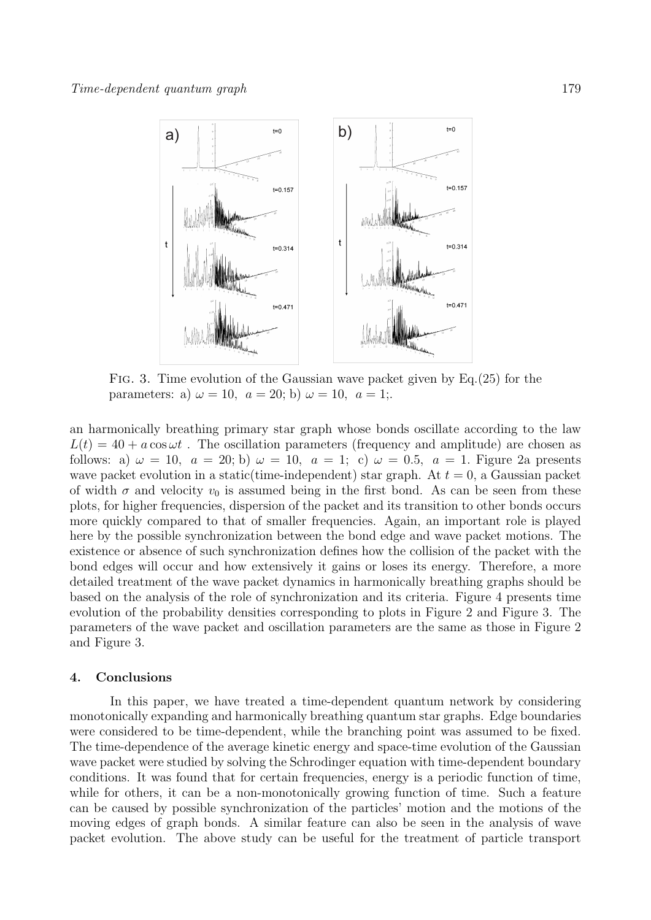FIG. 3. Time evolution of the Gaussian wave packet given by Eq.(25) for the parameters: a) $\omega = 10,\ a = 20$; b) $\omega = 10,\ a = 1$;.

an harmonically breathing primary star graph whose bonds oscillate according to the law $L(t) = 40 + a\cos\omega t$ . The oscillation parameters (frequency and amplitude) are chosen as follows: a) $\omega = 10,\ a = 20$; b) $\omega = 10,\ a = 1$; c) $\omega = 0.5,\ a = 1$. Figure 2a presents wave packet evolution in a static(time-independent) star graph. At $t = 0$, a Gaussian packet of width $\sigma$ and velocity $v_0$ is assumed being in the first bond. As can be seen from these plots, for higher frequencies, dispersion of the packet and its transition to other bonds occurs more quickly compared to that of smaller frequencies. Again, an important role is played here by the possible synchronization between the bond edge and wave packet motions. The existence or absence of such synchronization defines how the collision of the packet with the bond edges will occur and how extensively it gains or loses its energy. Therefore, a more detailed treatment of the wave packet dynamics in harmonically breathing graphs should be based on the analysis of the role of synchronization and its criteria. Figure 4 presents time evolution of the probability densities corresponding to plots in Figure 2 and Figure 3. The parameters of the wave packet and oscillation parameters are the same as those in Figure 2 and Figure 3.

## 4. Conclusions

In this paper, we have treated a time-dependent quantum network by considering monotonically expanding and harmonically breathing quantum star graphs. Edge boundaries were considered to be time-dependent, while the branching point was assumed to be fixed. The time-dependence of the average kinetic energy and space-time evolution of the Gaussian wave packet were studied by solving the Schrodinger equation with time-dependent boundary conditions. It was found that for certain frequencies, energy is a periodic function of time, while for others, it can be a non-monotonically growing function of time. Such a feature can be caused by possible synchronization of the particles' motion and the motions of the moving edges of graph bonds. A similar feature can also be seen in the analysis of wave packet evolution. The above study can be useful for the treatment of particle transport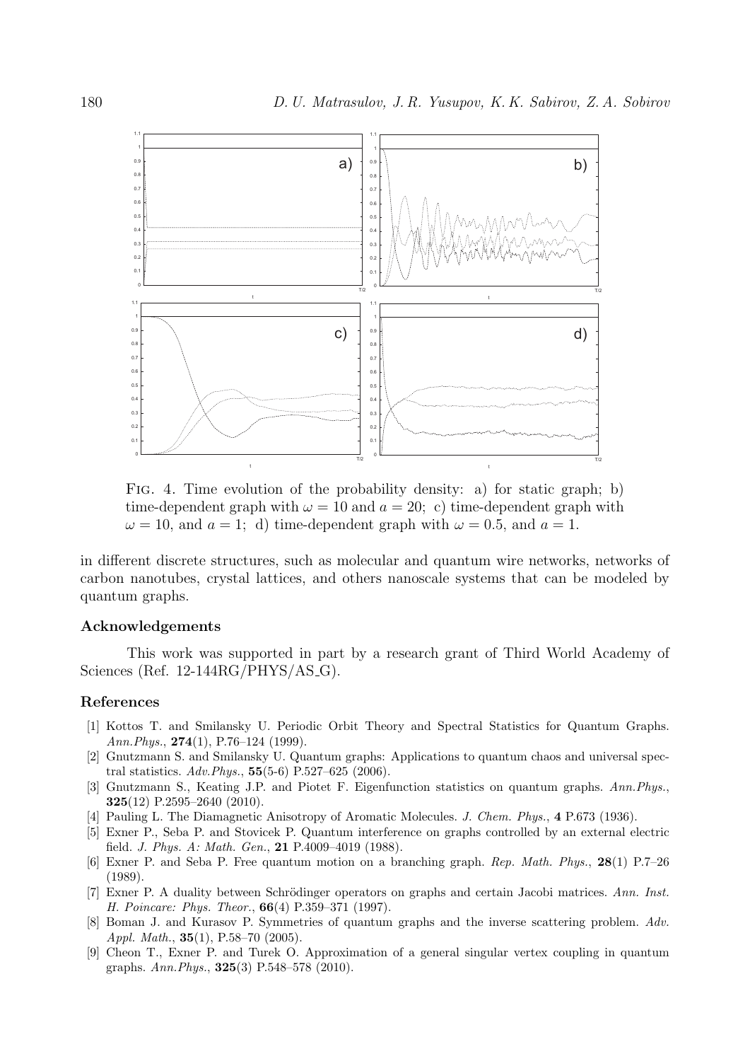Fig. 4. Time evolution of the probability density: a) for static graph; b) time-dependent graph with $\omega = 10$ and $a = 20$; c) time-dependent graph with $\omega = 10$, and $a = 1$; d) time-dependent graph with $\omega = 0.5$, and $a = 1$.

in different discrete structures, such as molecular and quantum wire networks, networks of carbon nanotubes, crystal lattices, and others nanoscale systems that can be modeled by quantum graphs.

### Acknowledgements

This work was supported in part by a research grant of Third World Academy of Sciences (Ref. 12-144RG/PHYS/AS_G).

### References

[1] Kottos T. and Smilansky U. Periodic Orbit Theory and Spectral Statistics for Quantum Graphs. *Ann.Phys.*, **274**(1), P.76–124 (1999).

[2] Gnutzmann S. and Smilansky U. Quantum graphs: Applications to quantum chaos and universal spectral statistics. *Adv.Phys.*, **55**(5-6) P.527–625 (2006).

[3] Gnutzmann S., Keating J.P. and Piotet F. Eigenfunction statistics on quantum graphs. *Ann.Phys.*, **325**(12) P.2595–2640 (2010).

[4] Pauling L. The Diamagnetic Anisotropy of Aromatic Molecules. *J. Chem. Phys.*, **4** P.673 (1936).

[5] Exner P., Seba P. and Stovicek P. Quantum interference on graphs controlled by an external electric field. *J. Phys. A: Math. Gen.*, **21** P.4009–4019 (1988).

[6] Exner P. and Seba P. Free quantum motion on a branching graph. *Rep. Math. Phys.*, **28**(1) P.7–26 (1989).

[7] Exner P. A duality between Schrödinger operators on graphs and certain Jacobi matrices. *Ann. Inst. H. Poincare: Phys. Theor.*, **66**(4) P.359–371 (1997).

[8] Boman J. and Kurasov P. Symmetries of quantum graphs and the inverse scattering problem. *Adv. Appl. Math.*, **35**(1), P.58–70 (2005).

[9] Cheon T., Exner P. and Turek O. Approximation of a general singular vertex coupling in quantum graphs. *Ann.Phys.*, **325**(3) P.548–578 (2010).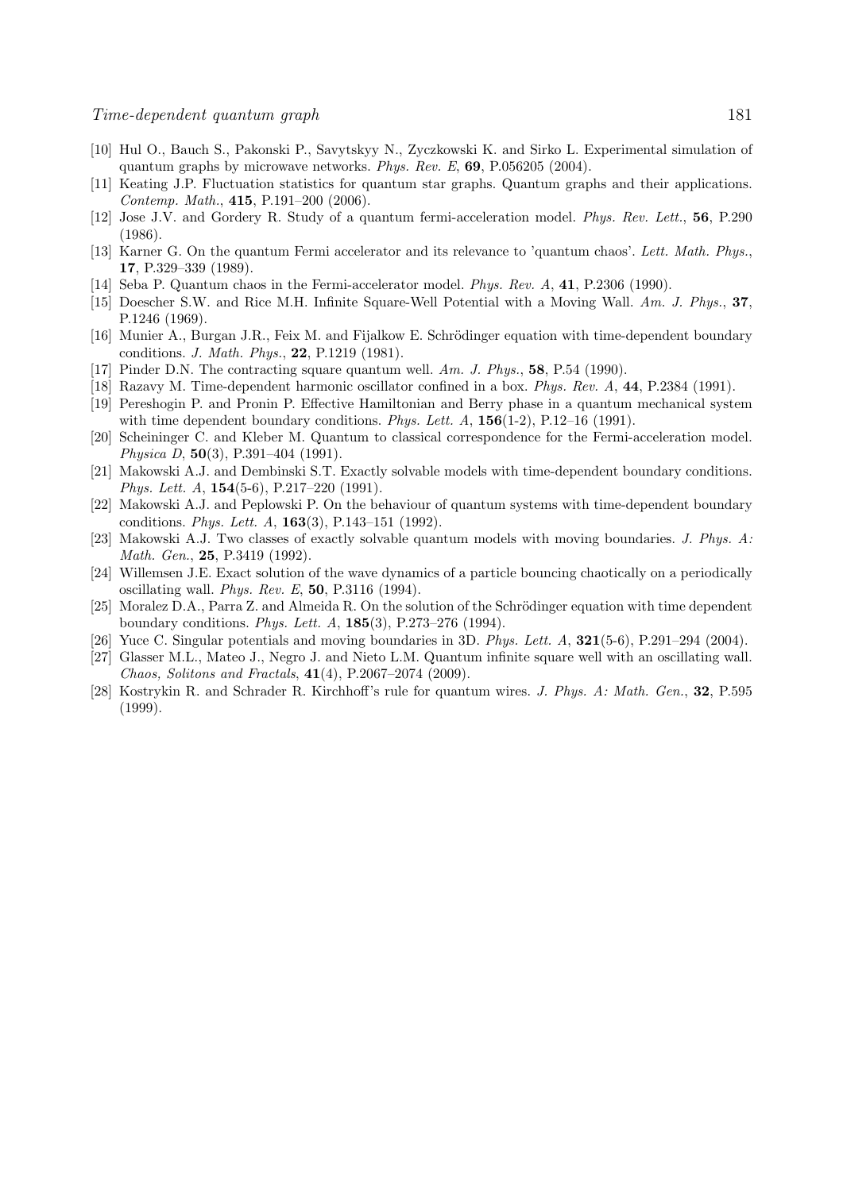[10] Hul O., Bauch S., Pakonski P., Savytskyy N., Zyczkowski K. and Sirko L. Experimental simulation of quantum graphs by microwave networks. *Phys. Rev. E*, **69**, P.056205 (2004).

[11] Keating J.P. Fluctuation statistics for quantum star graphs. Quantum graphs and their applications. *Contemp. Math.*, **415**, P.191–200 (2006).

[12] Jose J.V. and Gordery R. Study of a quantum fermi-acceleration model. *Phys. Rev. Lett.*, **56**, P.290 (1986).

[13] Karner G. On the quantum Fermi accelerator and its relevance to 'quantum chaos'. *Lett. Math. Phys.*, **17**, P.329–339 (1989).

[14] Seba P. Quantum chaos in the Fermi-accelerator model. *Phys. Rev. A*, **41**, P.2306 (1990).

[15] Doescher S.W. and Rice M.H. Infinite Square-Well Potential with a Moving Wall. *Am. J. Phys.*, **37**, P.1246 (1969).

[16] Munier A., Burgan J.R., Feix M. and Fijalkow E. Schrödinger equation with time-dependent boundary conditions. *J. Math. Phys.*, **22**, P.1219 (1981).

[17] Pinder D.N. The contracting square quantum well. *Am. J. Phys.*, **58**, P.54 (1990).

[18] Razavy M. Time-dependent harmonic oscillator confined in a box. *Phys. Rev. A*, **44**, P.2384 (1991).

[19] Pereshogin P. and Pronin P. Effective Hamiltonian and Berry phase in a quantum mechanical system with time dependent boundary conditions. *Phys. Lett. A*, **156**(1-2), P.12–16 (1991).

[20] Scheininger C. and Kleber M. Quantum to classical correspondence for the Fermi-acceleration model. *Physica D*, **50**(3), P.391–404 (1991).

[21] Makowski A.J. and Dembinski S.T. Exactly solvable models with time-dependent boundary conditions. *Phys. Lett. A*, **154**(5-6), P.217–220 (1991).

[22] Makowski A.J. and Peplowski P. On the behaviour of quantum systems with time-dependent boundary conditions. *Phys. Lett. A*, **163**(3), P.143–151 (1992).

[23] Makowski A.J. Two classes of exactly solvable quantum models with moving boundaries. *J. Phys. A: Math. Gen.*, **25**, P.3419 (1992).

[24] Willemsen J.E. Exact solution of the wave dynamics of a particle bouncing chaotically on a periodically oscillating wall. *Phys. Rev. E*, **50**, P.3116 (1994).

[25] Moralez D.A., Parra Z. and Almeida R. On the solution of the Schrödinger equation with time dependent boundary conditions. *Phys. Lett. A*, **185**(3), P.273–276 (1994).

[26] Yuce C. Singular potentials and moving boundaries in 3D. *Phys. Lett. A*, **321**(5-6), P.291–294 (2004).

[27] Glasser M.L., Mateo J., Negro J. and Nieto L.M. Quantum infinite square well with an oscillating wall. *Chaos, Solitons and Fractals*, **41**(4), P.2067–2074 (2009).

[28] Kostrykin R. and Schrader R. Kirchhoff's rule for quantum wires. *J. Phys. A: Math. Gen.*, **32**, P.595 (1999).